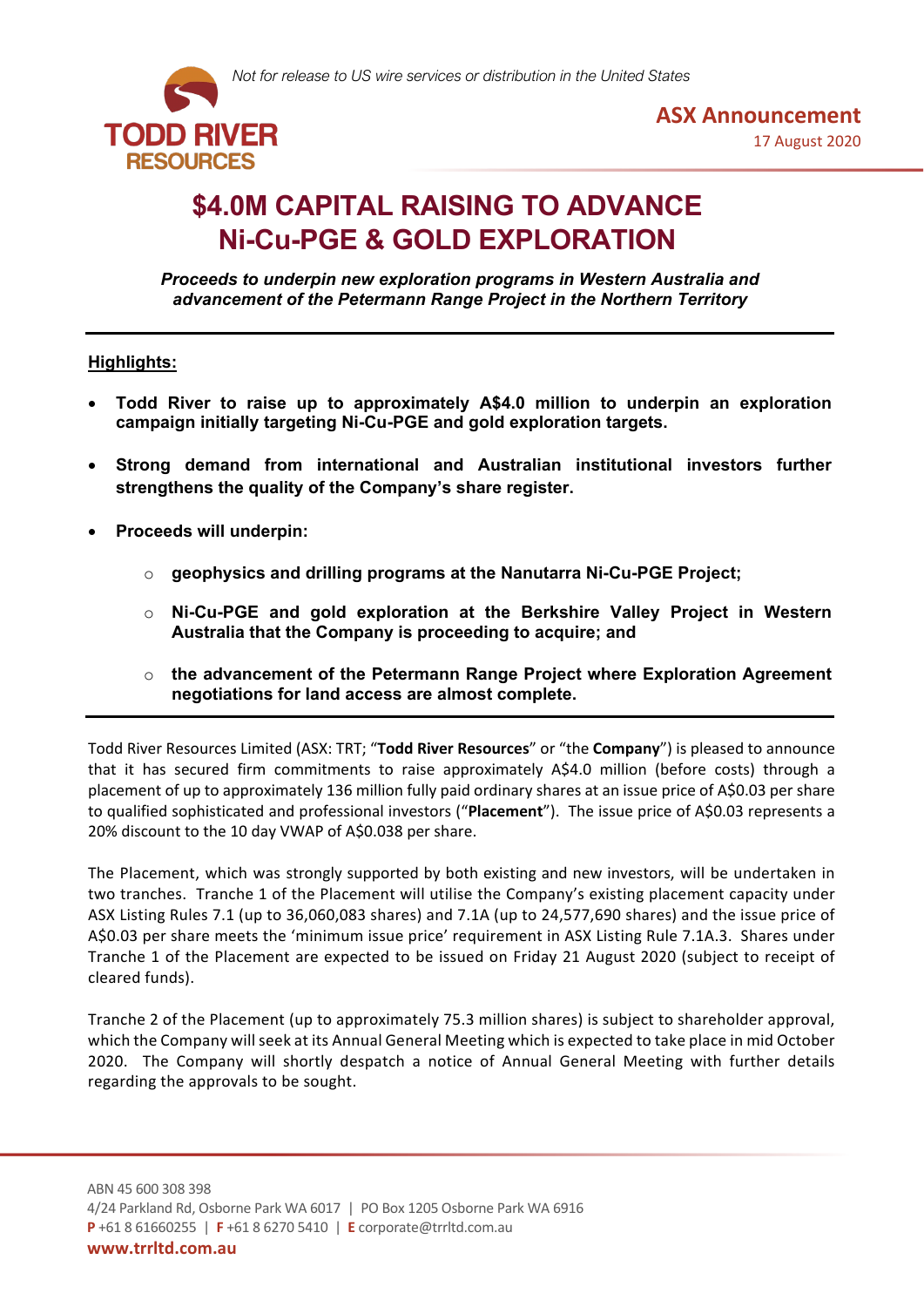*Not for release to US wire services or distribution in the United States*

**ASX Announcement**
17 August 2020

# $4.0M CAPITAL RAISING TO ADVANCE Ni-Cu-PGE & GOLD EXPLORATION

***Proceeds to underpin new exploration programs in Western Australia and advancement of the Petermann Range Project in the Northern Territory***

## Highlights:

- **Todd River to raise up to approximately A$4.0 million to underpin an exploration campaign initially targeting Ni-Cu-PGE and gold exploration targets.**
- **Strong demand from international and Australian institutional investors further strengthens the quality of the Company's share register.**
- **Proceeds will underpin:**
  - **geophysics and drilling programs at the Nanutarra Ni-Cu-PGE Project;**
  - **Ni-Cu-PGE and gold exploration at the Berkshire Valley Project in Western Australia that the Company is proceeding to acquire; and**
  - **the advancement of the Petermann Range Project where Exploration Agreement negotiations for land access are almost complete.**

Todd River Resources Limited (ASX: TRT; "**Todd River Resources**" or "the **Company**") is pleased to announce that it has secured firm commitments to raise approximately A$4.0 million (before costs) through a placement of up to approximately 136 million fully paid ordinary shares at an issue price of A$0.03 per share to qualified sophisticated and professional investors ("**Placement**"). The issue price of A$0.03 represents a 20% discount to the 10 day VWAP of A$0.038 per share.

The Placement, which was strongly supported by both existing and new investors, will be undertaken in two tranches. Tranche 1 of the Placement will utilise the Company's existing placement capacity under ASX Listing Rules 7.1 (up to 36,060,083 shares) and 7.1A (up to 24,577,690 shares) and the issue price of A$0.03 per share meets the 'minimum issue price' requirement in ASX Listing Rule 7.1A.3. Shares under Tranche 1 of the Placement are expected to be issued on Friday 21 August 2020 (subject to receipt of cleared funds).

Tranche 2 of the Placement (up to approximately 75.3 million shares) is subject to shareholder approval, which the Company will seek at its Annual General Meeting which is expected to take place in mid October 2020. The Company will shortly despatch a notice of Annual General Meeting with further details regarding the approvals to be sought.

ABN 45 600 308 398
4/24 Parkland Rd, Osborne Park WA 6017 | PO Box 1205 Osborne Park WA 6916
**P** +61 8 61660255 | **F** +61 8 6270 5410 | **E** corporate@trrltd.com.au
**www.trrltd.com.au**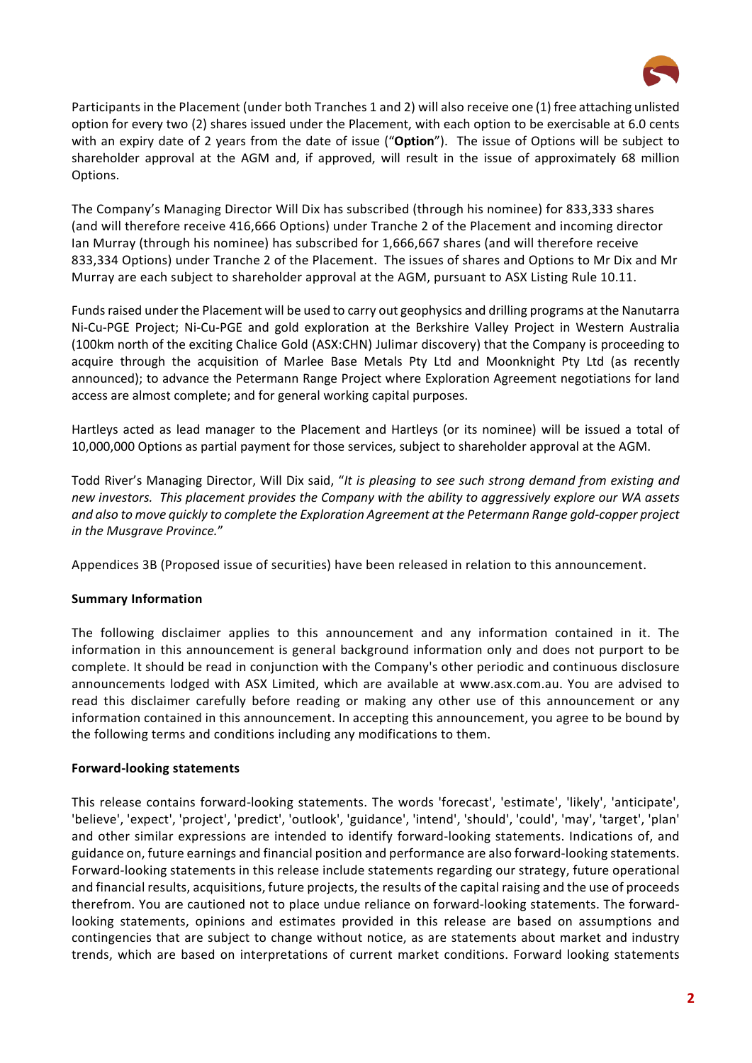Participants in the Placement (under both Tranches 1 and 2) will also receive one (1) free attaching unlisted option for every two (2) shares issued under the Placement, with each option to be exercisable at 6.0 cents with an expiry date of 2 years from the date of issue ("**Option**"). The issue of Options will be subject to shareholder approval at the AGM and, if approved, will result in the issue of approximately 68 million Options.

The Company's Managing Director Will Dix has subscribed (through his nominee) for 833,333 shares (and will therefore receive 416,666 Options) under Tranche 2 of the Placement and incoming director Ian Murray (through his nominee) has subscribed for 1,666,667 shares (and will therefore receive 833,334 Options) under Tranche 2 of the Placement. The issues of shares and Options to Mr Dix and Mr Murray are each subject to shareholder approval at the AGM, pursuant to ASX Listing Rule 10.11.

Funds raised under the Placement will be used to carry out geophysics and drilling programs at the Nanutarra Ni-Cu-PGE Project; Ni-Cu-PGE and gold exploration at the Berkshire Valley Project in Western Australia (100km north of the exciting Chalice Gold (ASX:CHN) Julimar discovery) that the Company is proceeding to acquire through the acquisition of Marlee Base Metals Pty Ltd and Moonknight Pty Ltd (as recently announced); to advance the Petermann Range Project where Exploration Agreement negotiations for land access are almost complete; and for general working capital purposes.

Hartleys acted as lead manager to the Placement and Hartleys (or its nominee) will be issued a total of 10,000,000 Options as partial payment for those services, subject to shareholder approval at the AGM.

Todd River's Managing Director, Will Dix said, "*It is pleasing to see such strong demand from existing and new investors. This placement provides the Company with the ability to aggressively explore our WA assets and also to move quickly to complete the Exploration Agreement at the Petermann Range gold-copper project in the Musgrave Province.*"

Appendices 3B (Proposed issue of securities) have been released in relation to this announcement.

**Summary Information**

The following disclaimer applies to this announcement and any information contained in it. The information in this announcement is general background information only and does not purport to be complete. It should be read in conjunction with the Company's other periodic and continuous disclosure announcements lodged with ASX Limited, which are available at www.asx.com.au. You are advised to read this disclaimer carefully before reading or making any other use of this announcement or any information contained in this announcement. In accepting this announcement, you agree to be bound by the following terms and conditions including any modifications to them.

**Forward-looking statements**

This release contains forward-looking statements. The words 'forecast', 'estimate', 'likely', 'anticipate', 'believe', 'expect', 'project', 'predict', 'outlook', 'guidance', 'intend', 'should', 'could', 'may', 'target', 'plan' and other similar expressions are intended to identify forward-looking statements. Indications of, and guidance on, future earnings and financial position and performance are also forward-looking statements. Forward-looking statements in this release include statements regarding our strategy, future operational and financial results, acquisitions, future projects, the results of the capital raising and the use of proceeds therefrom. You are cautioned not to place undue reliance on forward-looking statements. The forward-looking statements, opinions and estimates provided in this release are based on assumptions and contingencies that are subject to change without notice, as are statements about market and industry trends, which are based on interpretations of current market conditions. Forward looking statements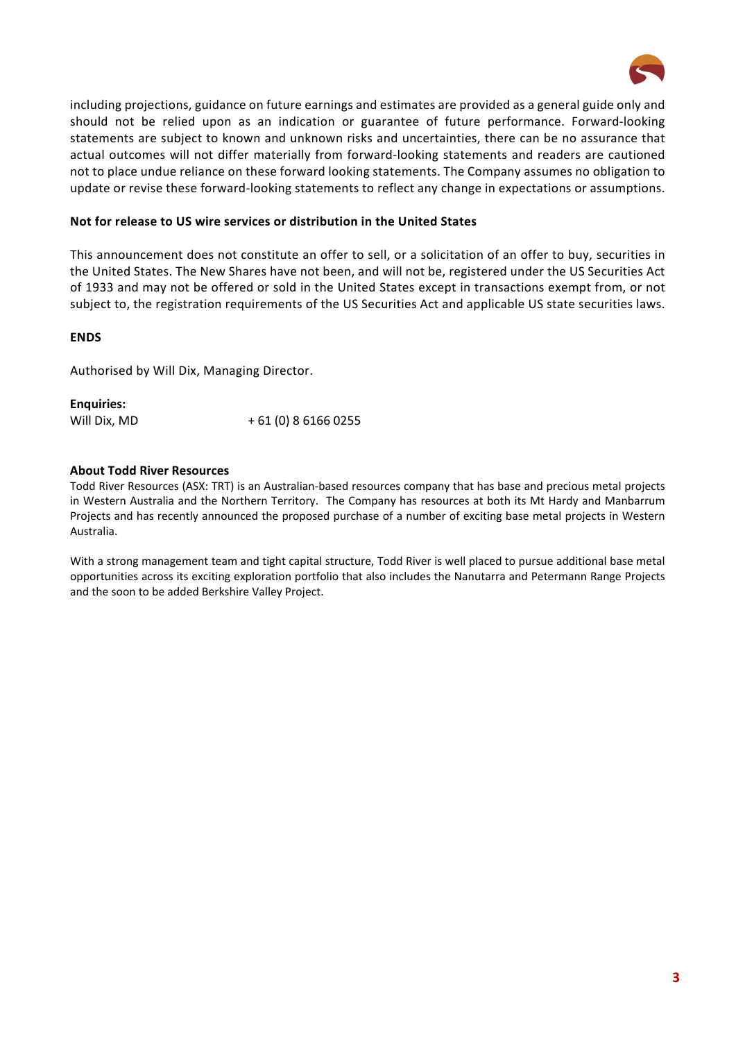including projections, guidance on future earnings and estimates are provided as a general guide only and should not be relied upon as an indication or guarantee of future performance. Forward-looking statements are subject to known and unknown risks and uncertainties, there can be no assurance that actual outcomes will not differ materially from forward-looking statements and readers are cautioned not to place undue reliance on these forward looking statements. The Company assumes no obligation to update or revise these forward-looking statements to reflect any change in expectations or assumptions.

**Not for release to US wire services or distribution in the United States**

This announcement does not constitute an offer to sell, or a solicitation of an offer to buy, securities in the United States. The New Shares have not been, and will not be, registered under the US Securities Act of 1933 and may not be offered or sold in the United States except in transactions exempt from, or not subject to, the registration requirements of the US Securities Act and applicable US state securities laws.

**ENDS**

Authorised by Will Dix, Managing Director.

**Enquiries:**
Will Dix, MD + 61 (0) 8 6166 0255

**About Todd River Resources**

Todd River Resources (ASX: TRT) is an Australian-based resources company that has base and precious metal projects in Western Australia and the Northern Territory. The Company has resources at both its Mt Hardy and Manbarrum Projects and has recently announced the proposed purchase of a number of exciting base metal projects in Western Australia.

With a strong management team and tight capital structure, Todd River is well placed to pursue additional base metal opportunities across its exciting exploration portfolio that also includes the Nanutarra and Petermann Range Projects and the soon to be added Berkshire Valley Project.